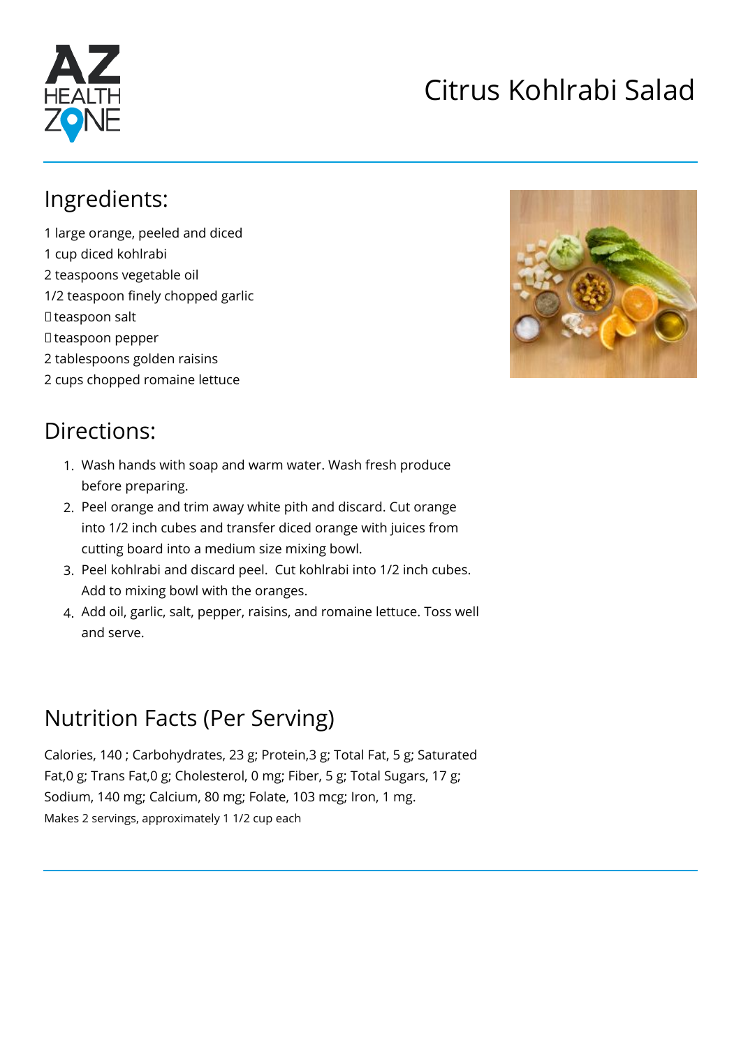# Citrus Kohlrabi Salad

## Ingredients:

1 large orange, peeled and diced
1 cup diced kohlrabi
2 teaspoons vegetable oil
1/2 teaspoon finely chopped garlic
 teaspoon salt
 teaspoon pepper
2 tablespoons golden raisins
2 cups chopped romaine lettuce

## Directions:

1. Wash hands with soap and warm water. Wash fresh produce before preparing.
2. Peel orange and trim away white pith and discard. Cut orange into 1/2 inch cubes and transfer diced orange with juices from cutting board into a medium size mixing bowl.
3. Peel kohlrabi and discard peel. Cut kohlrabi into 1/2 inch cubes. Add to mixing bowl with the oranges.
4. Add oil, garlic, salt, pepper, raisins, and romaine lettuce. Toss well and serve.

## Nutrition Facts (Per Serving)

Calories, 140 ; Carbohydrates, 23 g; Protein,3 g; Total Fat, 5 g; Saturated Fat,0 g; Trans Fat,0 g; Cholesterol, 0 mg; Fiber, 5 g; Total Sugars, 17 g; Sodium, 140 mg; Calcium, 80 mg; Folate, 103 mcg; Iron, 1 mg.
Makes 2 servings, approximately 1 1/2 cup each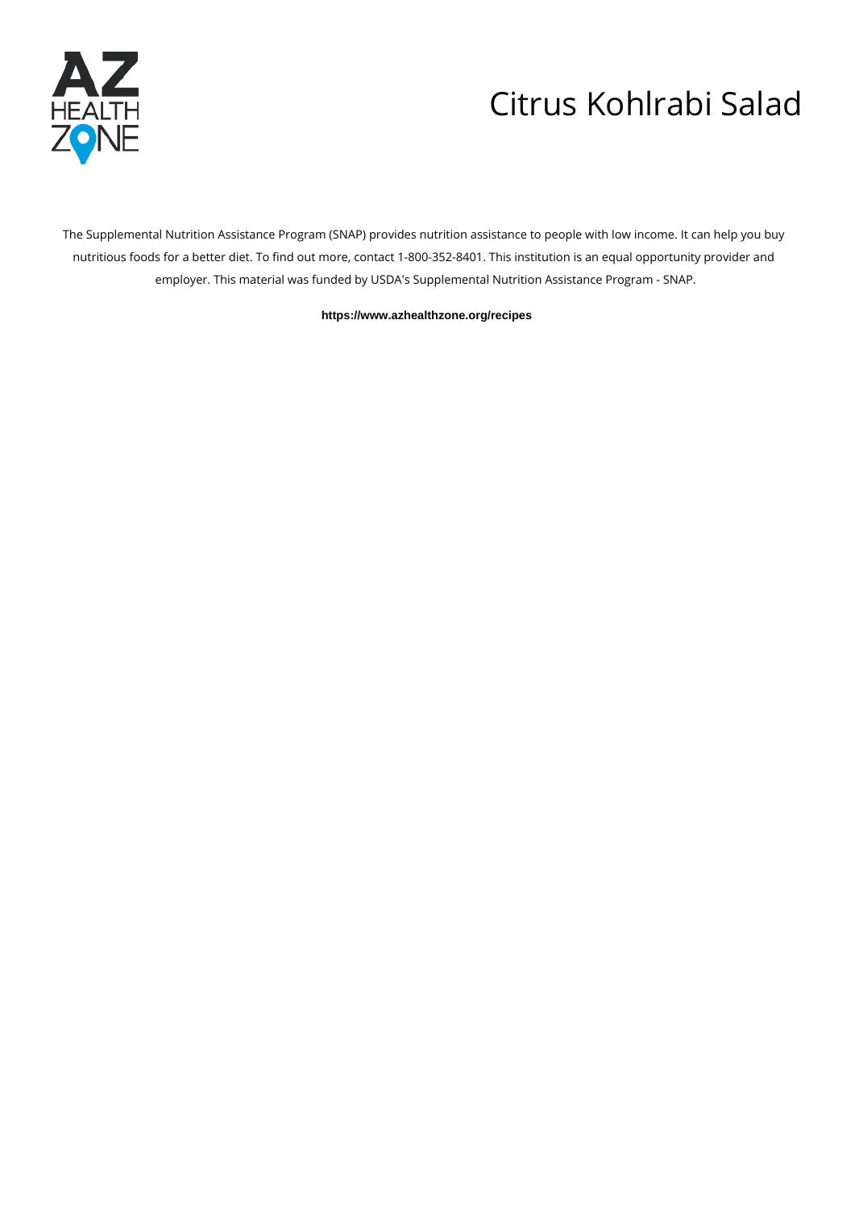# Citrus Kohlrabi Salad

The Supplemental Nutrition Assistance Program (SNAP) provides nutrition assistance to people with low income. It can help you buy nutritious foods for a better diet. To find out more, contact 1-800-352-8401. This institution is an equal opportunity provider and employer. This material was funded by USDA's Supplemental Nutrition Assistance Program - SNAP.

**https://www.azhealthzone.org/recipes**